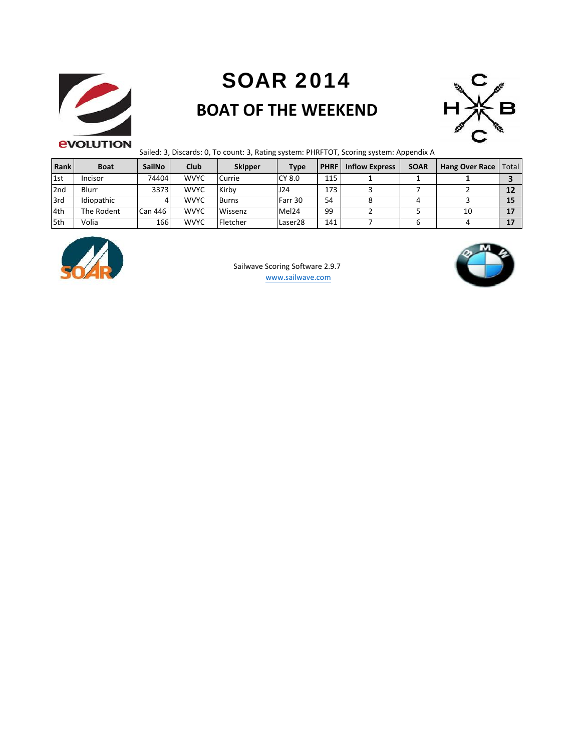# SOAR 2014

## BOAT OF THE WEEKEND

Sailed: 3, Discards: 0, To count: 3, Rating system: PHRFTOT, Scoring system: Appendix A

| Rank | Boat | SailNo | Club | Skipper | Type | PHRF | Inflow Express | SOAR | Hang Over Race | Total |
|---|---|---|---|---|---|---|---|---|---|---|
| 1st | Incisor | 74404 | WVYC | Currie | CY 8.0 | 115 | **1** | **1** | **1** | **3** |
| 2nd | Blurr | 3373 | WVYC | Kirby | J24 | 173 | 3 | 7 | 2 | **12** |
| 3rd | Idiopathic | 4 | WVYC | Burns | Farr 30 | 54 | 8 | 4 | 3 | **15** |
| 4th | The Rodent | Can 446 | WVYC | Wissenz | Mel24 | 99 | 2 | 5 | 10 | **17** |
| 5th | Volia | 166 | WVYC | Fletcher | Laser28 | 141 | 7 | 6 | 4 | **17** |

Sailwave Scoring Software 2.9.7
www.sailwave.com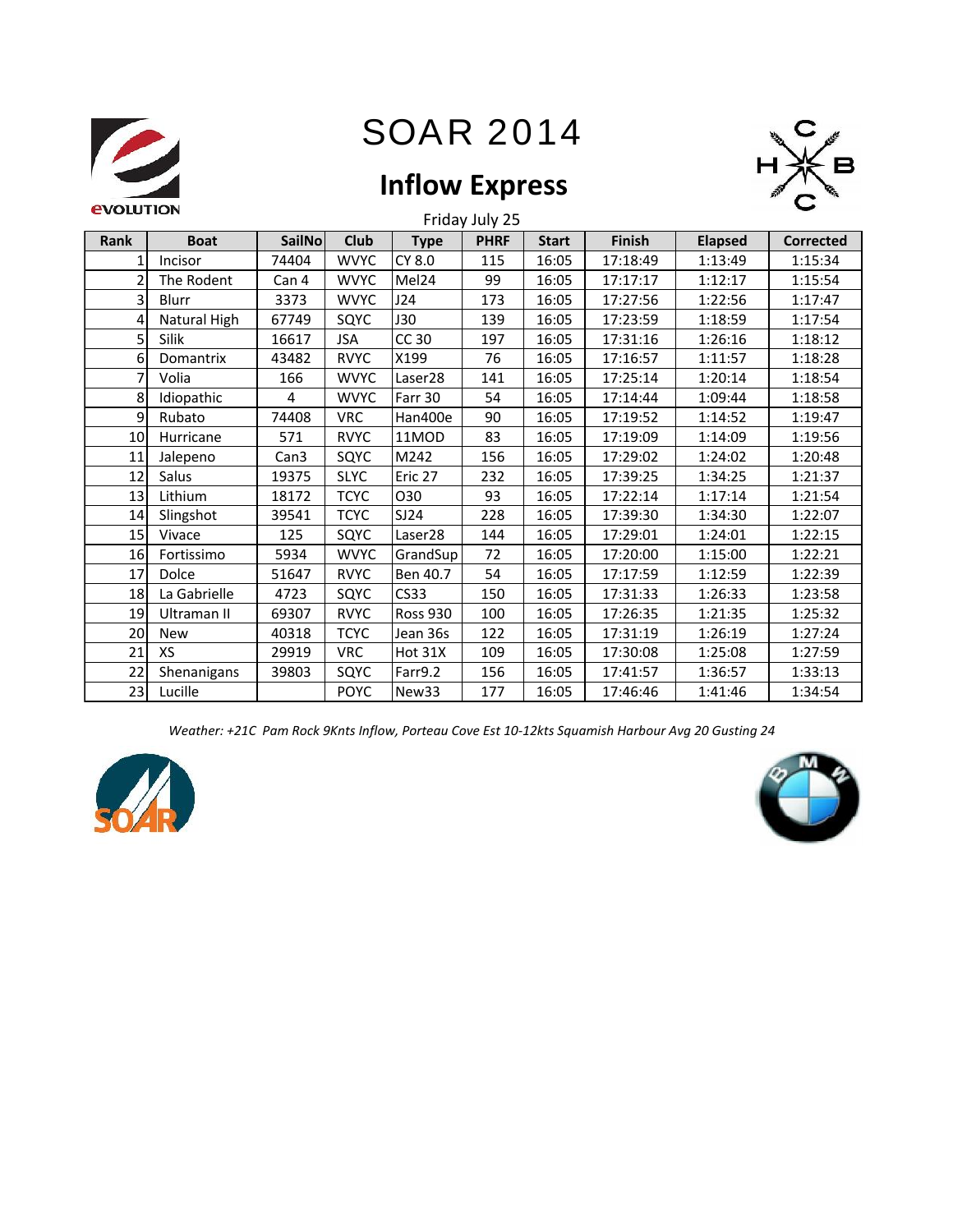# SOAR 2014

## Inflow Express

Friday July 25

| Rank | Boat | SailNo | Club | Type | PHRF | Start | Finish | Elapsed | Corrected |
|---|---|---|---|---|---|---|---|---|---|
| 1 | Incisor | 74404 | WVYC | CY 8.0 | 115 | 16:05 | 17:18:49 | 1:13:49 | 1:15:34 |
| 2 | The Rodent | Can 4 | WVYC | Mel24 | 99 | 16:05 | 17:17:17 | 1:12:17 | 1:15:54 |
| 3 | Blurr | 3373 | WVYC | J24 | 173 | 16:05 | 17:27:56 | 1:22:56 | 1:17:47 |
| 4 | Natural High | 67749 | SQYC | J30 | 139 | 16:05 | 17:23:59 | 1:18:59 | 1:17:54 |
| 5 | Silik | 16617 | JSA | CC 30 | 197 | 16:05 | 17:31:16 | 1:26:16 | 1:18:12 |
| 6 | Domantrix | 43482 | RVYC | X199 | 76 | 16:05 | 17:16:57 | 1:11:57 | 1:18:28 |
| 7 | Volia | 166 | WVYC | Laser28 | 141 | 16:05 | 17:25:14 | 1:20:14 | 1:18:54 |
| 8 | Idiopathic | 4 | WVYC | Farr 30 | 54 | 16:05 | 17:14:44 | 1:09:44 | 1:18:58 |
| 9 | Rubato | 74408 | VRC | Han400e | 90 | 16:05 | 17:19:52 | 1:14:52 | 1:19:47 |
| 10 | Hurricane | 571 | RVYC | 11MOD | 83 | 16:05 | 17:19:09 | 1:14:09 | 1:19:56 |
| 11 | Jalepeno | Can3 | SQYC | M242 | 156 | 16:05 | 17:29:02 | 1:24:02 | 1:20:48 |
| 12 | Salus | 19375 | SLYC | Eric 27 | 232 | 16:05 | 17:39:25 | 1:34:25 | 1:21:37 |
| 13 | Lithium | 18172 | TCYC | O30 | 93 | 16:05 | 17:22:14 | 1:17:14 | 1:21:54 |
| 14 | Slingshot | 39541 | TCYC | SJ24 | 228 | 16:05 | 17:39:30 | 1:34:30 | 1:22:07 |
| 15 | Vivace | 125 | SQYC | Laser28 | 144 | 16:05 | 17:29:01 | 1:24:01 | 1:22:15 |
| 16 | Fortissimo | 5934 | WVYC | GrandSup | 72 | 16:05 | 17:20:00 | 1:15:00 | 1:22:21 |
| 17 | Dolce | 51647 | RVYC | Ben 40.7 | 54 | 16:05 | 17:17:59 | 1:12:59 | 1:22:39 |
| 18 | La Gabrielle | 4723 | SQYC | CS33 | 150 | 16:05 | 17:31:33 | 1:26:33 | 1:23:58 |
| 19 | Ultraman II | 69307 | RVYC | Ross 930 | 100 | 16:05 | 17:26:35 | 1:21:35 | 1:25:32 |
| 20 | New | 40318 | TCYC | Jean 36s | 122 | 16:05 | 17:31:19 | 1:26:19 | 1:27:24 |
| 21 | XS | 29919 | VRC | Hot 31X | 109 | 16:05 | 17:30:08 | 1:25:08 | 1:27:59 |
| 22 | Shenanigans | 39803 | SQYC | Farr9.2 | 156 | 16:05 | 17:41:57 | 1:36:57 | 1:33:13 |
| 23 | Lucille | | POYC | New33 | 177 | 16:05 | 17:46:46 | 1:41:46 | 1:34:54 |

*Weather: +21C Pam Rock 9Knts Inflow, Porteau Cove Est 10-12kts Squamish Harbour Avg 20 Gusting 24*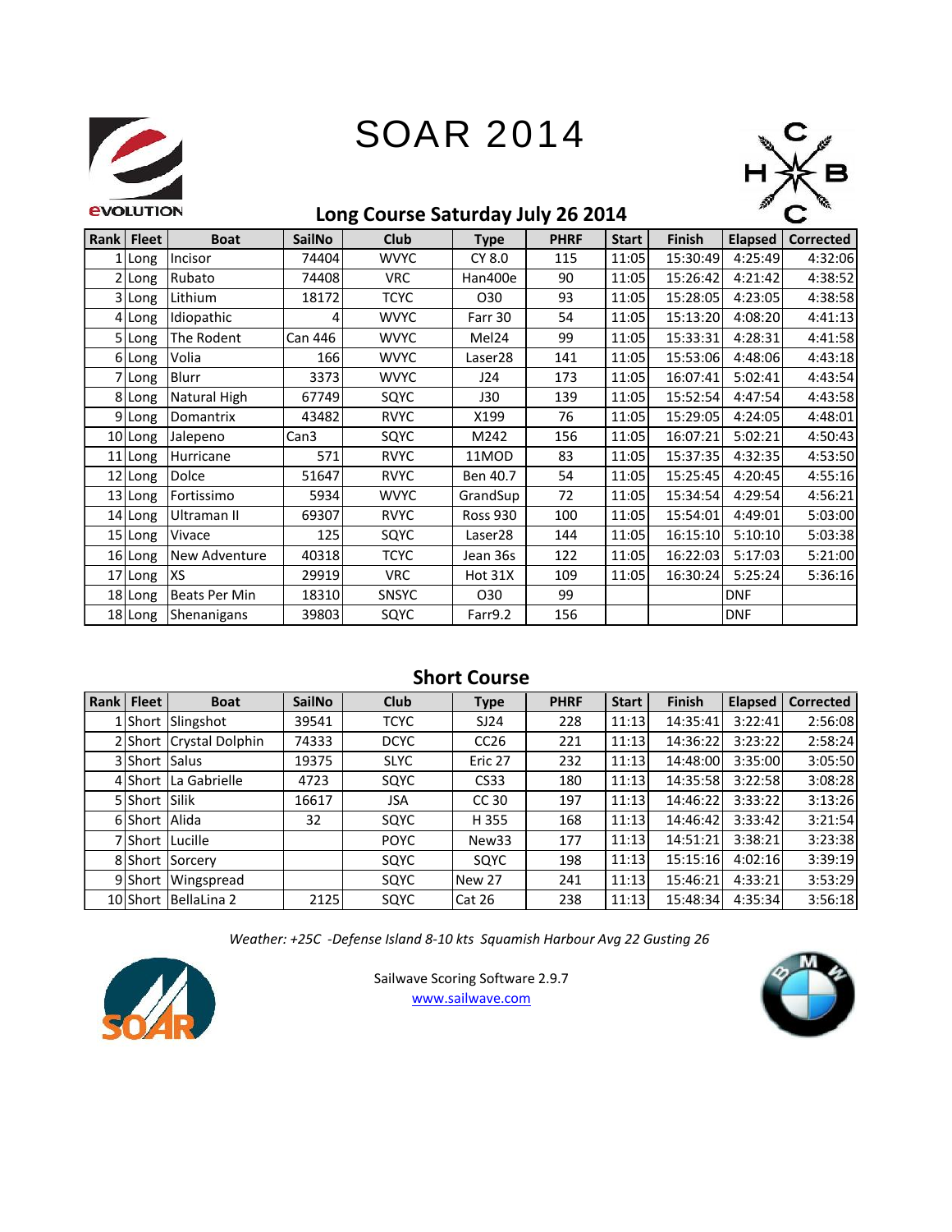# SOAR 2014

## Long Course Saturday July 26 2014

| Rank | Fleet | Boat | SailNo | Club | Type | PHRF | Start | Finish | Elapsed | Corrected |
|---|---|---|---|---|---|---|---|---|---|---|
| 1 | Long | Incisor | 74404 | WVYC | CY 8.0 | 115 | 11:05 | 15:30:49 | 4:25:49 | 4:32:06 |
| 2 | Long | Rubato | 74408 | VRC | Han400e | 90 | 11:05 | 15:26:42 | 4:21:42 | 4:38:52 |
| 3 | Long | Lithium | 18172 | TCYC | O30 | 93 | 11:05 | 15:28:05 | 4:23:05 | 4:38:58 |
| 4 | Long | Idiopathic | 4 | WVYC | Farr 30 | 54 | 11:05 | 15:13:20 | 4:08:20 | 4:41:13 |
| 5 | Long | The Rodent | Can 446 | WVYC | Mel24 | 99 | 11:05 | 15:33:31 | 4:28:31 | 4:41:58 |
| 6 | Long | Volia | 166 | WVYC | Laser28 | 141 | 11:05 | 15:53:06 | 4:48:06 | 4:43:18 |
| 7 | Long | Blurr | 3373 | WVYC | J24 | 173 | 11:05 | 16:07:41 | 5:02:41 | 4:43:54 |
| 8 | Long | Natural High | 67749 | SQYC | J30 | 139 | 11:05 | 15:52:54 | 4:47:54 | 4:43:58 |
| 9 | Long | Domantrix | 43482 | RVYC | X199 | 76 | 11:05 | 15:29:05 | 4:24:05 | 4:48:01 |
| 10 | Long | Jalepeno | Can3 | SQYC | M242 | 156 | 11:05 | 16:07:21 | 5:02:21 | 4:50:43 |
| 11 | Long | Hurricane | 571 | RVYC | 11MOD | 83 | 11:05 | 15:37:35 | 4:32:35 | 4:53:50 |
| 12 | Long | Dolce | 51647 | RVYC | Ben 40.7 | 54 | 11:05 | 15:25:45 | 4:20:45 | 4:55:16 |
| 13 | Long | Fortissimo | 5934 | WVYC | GrandSup | 72 | 11:05 | 15:34:54 | 4:29:54 | 4:56:21 |
| 14 | Long | Ultraman II | 69307 | RVYC | Ross 930 | 100 | 11:05 | 15:54:01 | 4:49:01 | 5:03:00 |
| 15 | Long | Vivace | 125 | SQYC | Laser28 | 144 | 11:05 | 16:15:10 | 5:10:10 | 5:03:38 |
| 16 | Long | New Adventure | 40318 | TCYC | Jean 36s | 122 | 11:05 | 16:22:03 | 5:17:03 | 5:21:00 |
| 17 | Long | XS | 29919 | VRC | Hot 31X | 109 | 11:05 | 16:30:24 | 5:25:24 | 5:36:16 |
| 18 | Long | Beats Per Min | 18310 | SNSYC | O30 | 99 | | | DNF | |
| 18 | Long | Shenanigans | 39803 | SQYC | Farr9.2 | 156 | | | DNF | |

## Short Course

| Rank | Fleet | Boat | SailNo | Club | Type | PHRF | Start | Finish | Elapsed | Corrected |
|---|---|---|---|---|---|---|---|---|---|---|
| 1 | Short | Slingshot | 39541 | TCYC | SJ24 | 228 | 11:13 | 14:35:41 | 3:22:41 | 2:56:08 |
| 2 | Short | Crystal Dolphin | 74333 | DCYC | CC26 | 221 | 11:13 | 14:36:22 | 3:23:22 | 2:58:24 |
| 3 | Short | Salus | 19375 | SLYC | Eric 27 | 232 | 11:13 | 14:48:00 | 3:35:00 | 3:05:50 |
| 4 | Short | La Gabrielle | 4723 | SQYC | CS33 | 180 | 11:13 | 14:35:58 | 3:22:58 | 3:08:28 |
| 5 | Short | Silik | 16617 | JSA | CC 30 | 197 | 11:13 | 14:46:22 | 3:33:22 | 3:13:26 |
| 6 | Short | Alida | 32 | SQYC | H 355 | 168 | 11:13 | 14:46:42 | 3:33:42 | 3:21:54 |
| 7 | Short | Lucille | | POYC | New33 | 177 | 11:13 | 14:51:21 | 3:38:21 | 3:23:38 |
| 8 | Short | Sorcery | | SQYC | SQYC | 198 | 11:13 | 15:15:16 | 4:02:16 | 3:39:19 |
| 9 | Short | Wingspread | | SQYC | New 27 | 241 | 11:13 | 15:46:21 | 4:33:21 | 3:53:29 |
| 10 | Short | BellaLina 2 | 2125 | SQYC | Cat 26 | 238 | 11:13 | 15:48:34 | 4:35:34 | 3:56:18 |

*Weather: +25C -Defense Island 8-10 kts Squamish Harbour Avg 22 Gusting 26*

Sailwave Scoring Software 2.9.7
www.sailwave.com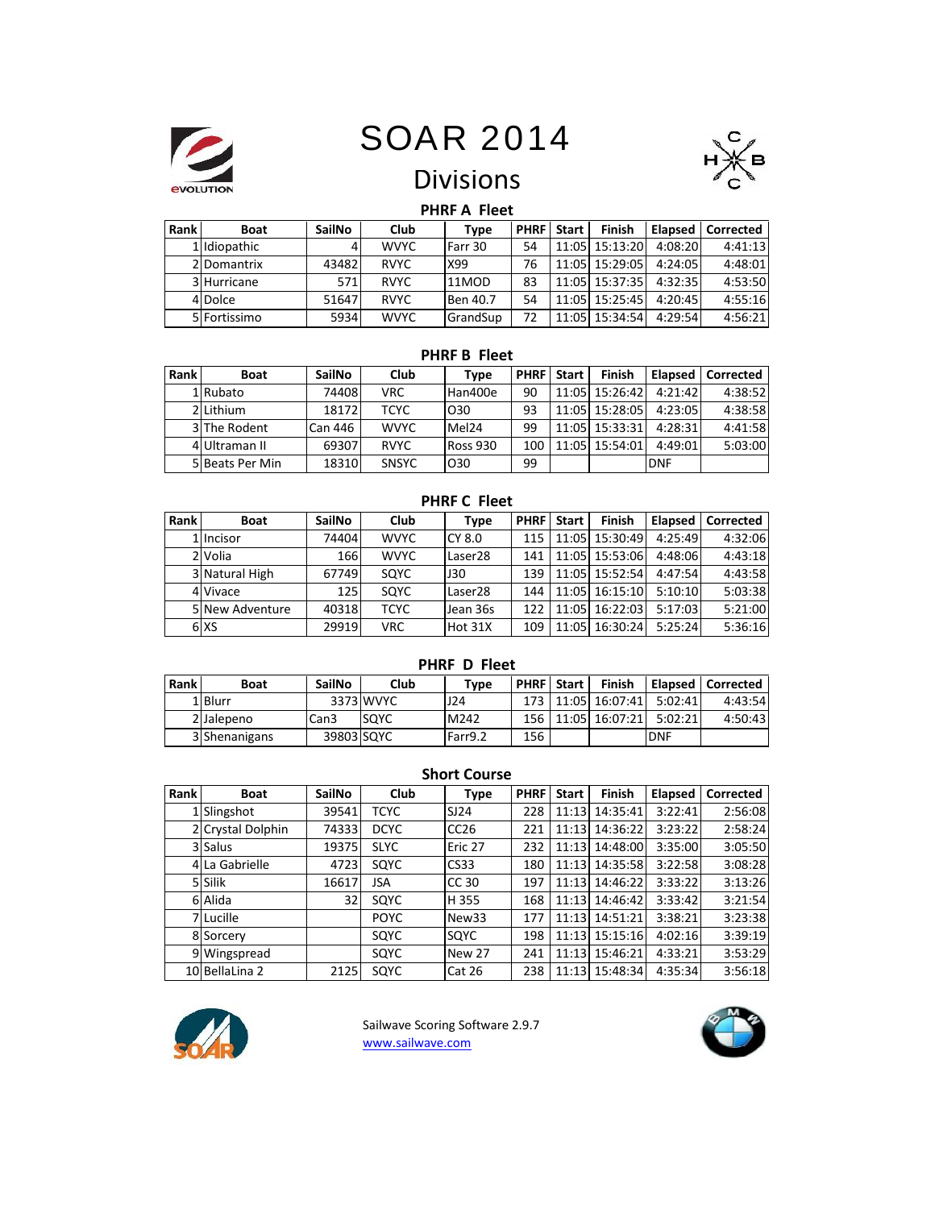# SOAR 2014

## Divisions

### PHRF A Fleet

| Rank | Boat | SailNo | Club | Type | PHRF | Start | Finish | Elapsed | Corrected |
|---|---|---|---|---|---|---|---|---|---|
| 1 | Idiopathic | 4 | WVYC | Farr 30 | 54 | 11:05 | 15:13:20 | 4:08:20 | 4:41:13 |
| 2 | Domantrix | 43482 | RVYC | X99 | 76 | 11:05 | 15:29:05 | 4:24:05 | 4:48:01 |
| 3 | Hurricane | 571 | RVYC | 11MOD | 83 | 11:05 | 15:37:35 | 4:32:35 | 4:53:50 |
| 4 | Dolce | 51647 | RVYC | Ben 40.7 | 54 | 11:05 | 15:25:45 | 4:20:45 | 4:55:16 |
| 5 | Fortissimo | 5934 | WVYC | GrandSup | 72 | 11:05 | 15:34:54 | 4:29:54 | 4:56:21 |

### PHRF B Fleet

| Rank | Boat | SailNo | Club | Type | PHRF | Start | Finish | Elapsed | Corrected |
|---|---|---|---|---|---|---|---|---|---|
| 1 | Rubato | 74408 | VRC | Han400e | 90 | 11:05 | 15:26:42 | 4:21:42 | 4:38:52 |
| 2 | Lithium | 18172 | TCYC | O30 | 93 | 11:05 | 15:28:05 | 4:23:05 | 4:38:58 |
| 3 | The Rodent | Can 446 | WVYC | Mel24 | 99 | 11:05 | 15:33:31 | 4:28:31 | 4:41:58 |
| 4 | Ultraman II | 69307 | RVYC | Ross 930 | 100 | 11:05 | 15:54:01 | 4:49:01 | 5:03:00 |
| 5 | Beats Per Min | 18310 | SNSYC | O30 | 99 | | | DNF | |

### PHRF C Fleet

| Rank | Boat | SailNo | Club | Type | PHRF | Start | Finish | Elapsed | Corrected |
|---|---|---|---|---|---|---|---|---|---|
| 1 | Incisor | 74404 | WVYC | CY 8.0 | 115 | 11:05 | 15:30:49 | 4:25:49 | 4:32:06 |
| 2 | Volia | 166 | WVYC | Laser28 | 141 | 11:05 | 15:53:06 | 4:48:06 | 4:43:18 |
| 3 | Natural High | 67749 | SQYC | J30 | 139 | 11:05 | 15:52:54 | 4:47:54 | 4:43:58 |
| 4 | Vivace | 125 | SQYC | Laser28 | 144 | 11:05 | 16:15:10 | 5:10:10 | 5:03:38 |
| 5 | New Adventure | 40318 | TCYC | Jean 36s | 122 | 11:05 | 16:22:03 | 5:17:03 | 5:21:00 |
| 6 | XS | 29919 | VRC | Hot 31X | 109 | 11:05 | 16:30:24 | 5:25:24 | 5:36:16 |

### PHRF D Fleet

| Rank | Boat | SailNo | Club | Type | PHRF | Start | Finish | Elapsed | Corrected |
|---|---|---|---|---|---|---|---|---|---|
| 1 | Blurr | 3373 | WVYC | J24 | 173 | 11:05 | 16:07:41 | 5:02:41 | 4:43:54 |
| 2 | Jalepeno | Can3 | SQYC | M242 | 156 | 11:05 | 16:07:21 | 5:02:21 | 4:50:43 |
| 3 | Shenanigans | 39803 | SQYC | Farr9.2 | 156 | | | DNF | |

### Short Course

| Rank | Boat | SailNo | Club | Type | PHRF | Start | Finish | Elapsed | Corrected |
|---|---|---|---|---|---|---|---|---|---|
| 1 | Slingshot | 39541 | TCYC | SJ24 | 228 | 11:13 | 14:35:41 | 3:22:41 | 2:56:08 |
| 2 | Crystal Dolphin | 74333 | DCYC | CC26 | 221 | 11:13 | 14:36:22 | 3:23:22 | 2:58:24 |
| 3 | Salus | 19375 | SLYC | Eric 27 | 232 | 11:13 | 14:48:00 | 3:35:00 | 3:05:50 |
| 4 | La Gabrielle | 4723 | SQYC | CS33 | 180 | 11:13 | 14:35:58 | 3:22:58 | 3:08:28 |
| 5 | Silik | 16617 | JSA | CC 30 | 197 | 11:13 | 14:46:22 | 3:33:22 | 3:13:26 |
| 6 | Alida | 32 | SQYC | H 355 | 168 | 11:13 | 14:46:42 | 3:33:42 | 3:21:54 |
| 7 | Lucille | | POYC | New33 | 177 | 11:13 | 14:51:21 | 3:38:21 | 3:23:38 |
| 8 | Sorcery | | SQYC | SQYC | 198 | 11:13 | 15:15:16 | 4:02:16 | 3:39:19 |
| 9 | Wingspread | | SQYC | New 27 | 241 | 11:13 | 15:46:21 | 4:33:21 | 3:53:29 |
| 10 | BellaLina 2 | 2125 | SQYC | Cat 26 | 238 | 11:13 | 15:48:34 | 4:35:34 | 3:56:18 |

Sailwave Scoring Software 2.9.7
www.sailwave.com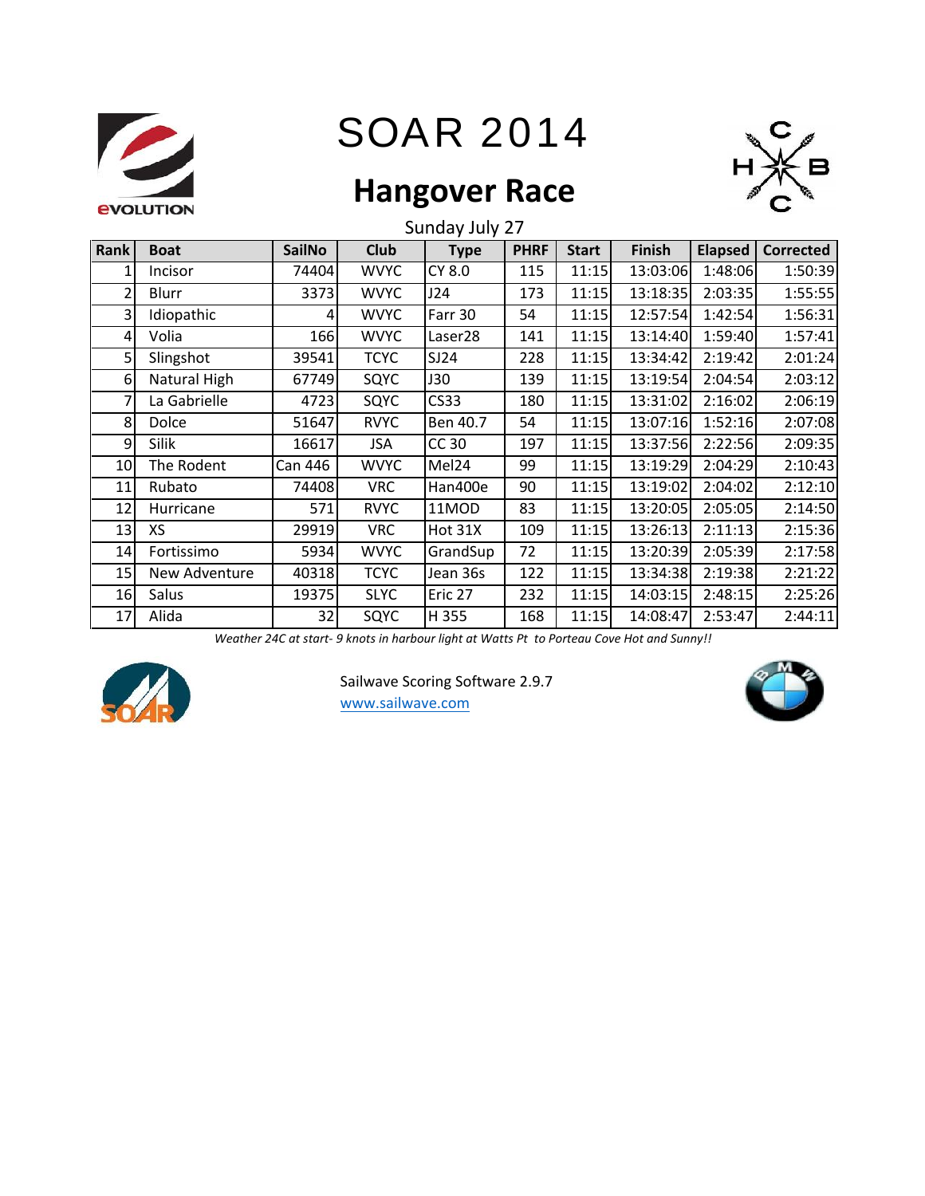# SOAR 2014

## Hangover Race

Sunday July 27

| Rank | Boat | SailNo | Club | Type | PHRF | Start | Finish | Elapsed | Corrected |
|---|---|---|---|---|---|---|---|---|---|
| 1 | Incisor | 74404 | WVYC | CY 8.0 | 115 | 11:15 | 13:03:06 | 1:48:06 | 1:50:39 |
| 2 | Blurr | 3373 | WVYC | J24 | 173 | 11:15 | 13:18:35 | 2:03:35 | 1:55:55 |
| 3 | Idiopathic | 4 | WVYC | Farr 30 | 54 | 11:15 | 12:57:54 | 1:42:54 | 1:56:31 |
| 4 | Volia | 166 | WVYC | Laser28 | 141 | 11:15 | 13:14:40 | 1:59:40 | 1:57:41 |
| 5 | Slingshot | 39541 | TCYC | SJ24 | 228 | 11:15 | 13:34:42 | 2:19:42 | 2:01:24 |
| 6 | Natural High | 67749 | SQYC | J30 | 139 | 11:15 | 13:19:54 | 2:04:54 | 2:03:12 |
| 7 | La Gabrielle | 4723 | SQYC | CS33 | 180 | 11:15 | 13:31:02 | 2:16:02 | 2:06:19 |
| 8 | Dolce | 51647 | RVYC | Ben 40.7 | 54 | 11:15 | 13:07:16 | 1:52:16 | 2:07:08 |
| 9 | Silik | 16617 | JSA | CC 30 | 197 | 11:15 | 13:37:56 | 2:22:56 | 2:09:35 |
| 10 | The Rodent | Can 446 | WVYC | Mel24 | 99 | 11:15 | 13:19:29 | 2:04:29 | 2:10:43 |
| 11 | Rubato | 74408 | VRC | Han400e | 90 | 11:15 | 13:19:02 | 2:04:02 | 2:12:10 |
| 12 | Hurricane | 571 | RVYC | 11MOD | 83 | 11:15 | 13:20:05 | 2:05:05 | 2:14:50 |
| 13 | XS | 29919 | VRC | Hot 31X | 109 | 11:15 | 13:26:13 | 2:11:13 | 2:15:36 |
| 14 | Fortissimo | 5934 | WVYC | GrandSup | 72 | 11:15 | 13:20:39 | 2:05:39 | 2:17:58 |
| 15 | New Adventure | 40318 | TCYC | Jean 36s | 122 | 11:15 | 13:34:38 | 2:19:38 | 2:21:22 |
| 16 | Salus | 19375 | SLYC | Eric 27 | 232 | 11:15 | 14:03:15 | 2:48:15 | 2:25:26 |
| 17 | Alida | 32 | SQYC | H 355 | 168 | 11:15 | 14:08:47 | 2:53:47 | 2:44:11 |

*Weather 24C at start- 9 knots in harbour light at Watts Pt to Porteau Cove Hot and Sunny!!*

Sailwave Scoring Software 2.9.7
[www.sailwave.com](http://www.sailwave.com)